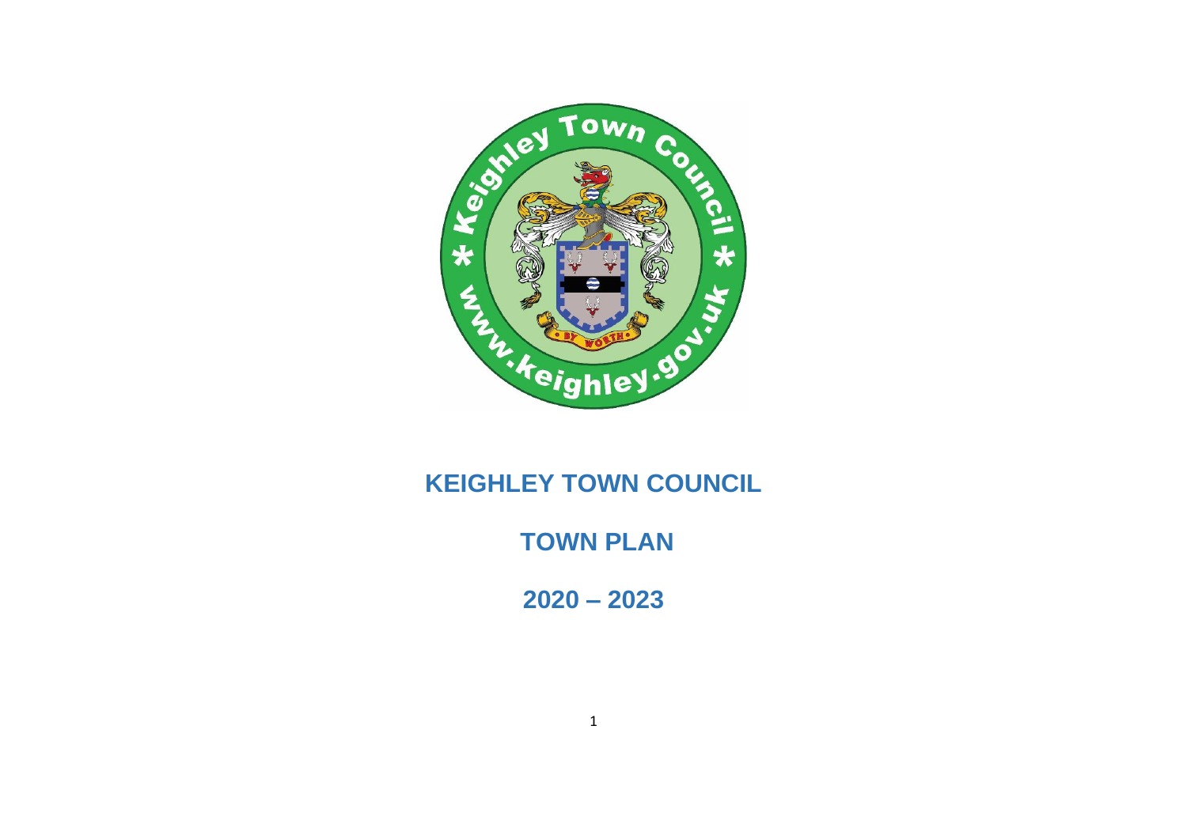# KEIGHLEY TOWN COUNCIL

## TOWN PLAN

## 2020 – 2023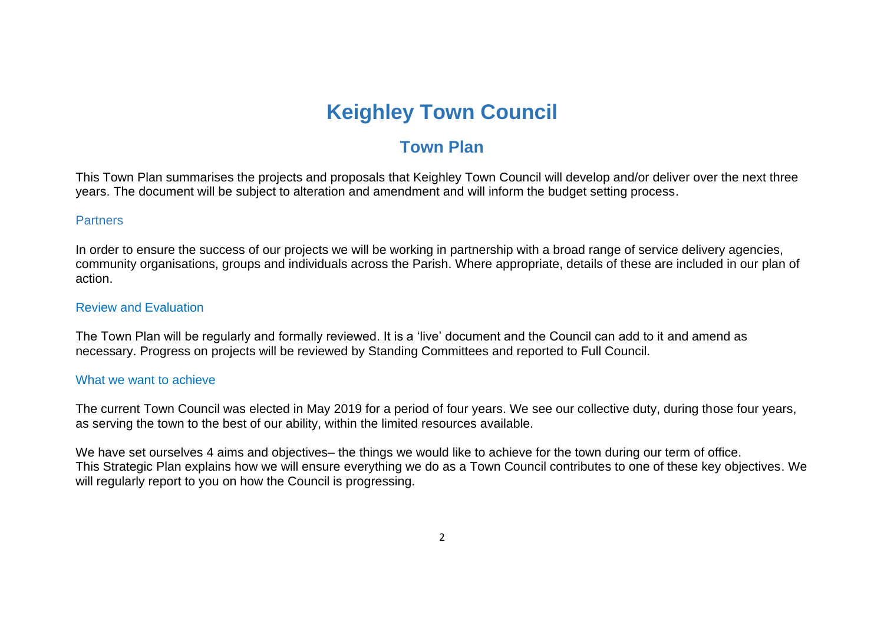# Keighley Town Council

## Town Plan

This Town Plan summarises the projects and proposals that Keighley Town Council will develop and/or deliver over the next three years. The document will be subject to alteration and amendment and will inform the budget setting process.

### Partners

In order to ensure the success of our projects we will be working in partnership with a broad range of service delivery agencies, community organisations, groups and individuals across the Parish. Where appropriate, details of these are included in our plan of action.

### Review and Evaluation

The Town Plan will be regularly and formally reviewed. It is a 'live' document and the Council can add to it and amend as necessary. Progress on projects will be reviewed by Standing Committees and reported to Full Council.

### What we want to achieve

The current Town Council was elected in May 2019 for a period of four years. We see our collective duty, during those four years, as serving the town to the best of our ability, within the limited resources available.

We have set ourselves 4 aims and objectives– the things we would like to achieve for the town during our term of office.
This Strategic Plan explains how we will ensure everything we do as a Town Council contributes to one of these key objectives. We will regularly report to you on how the Council is progressing.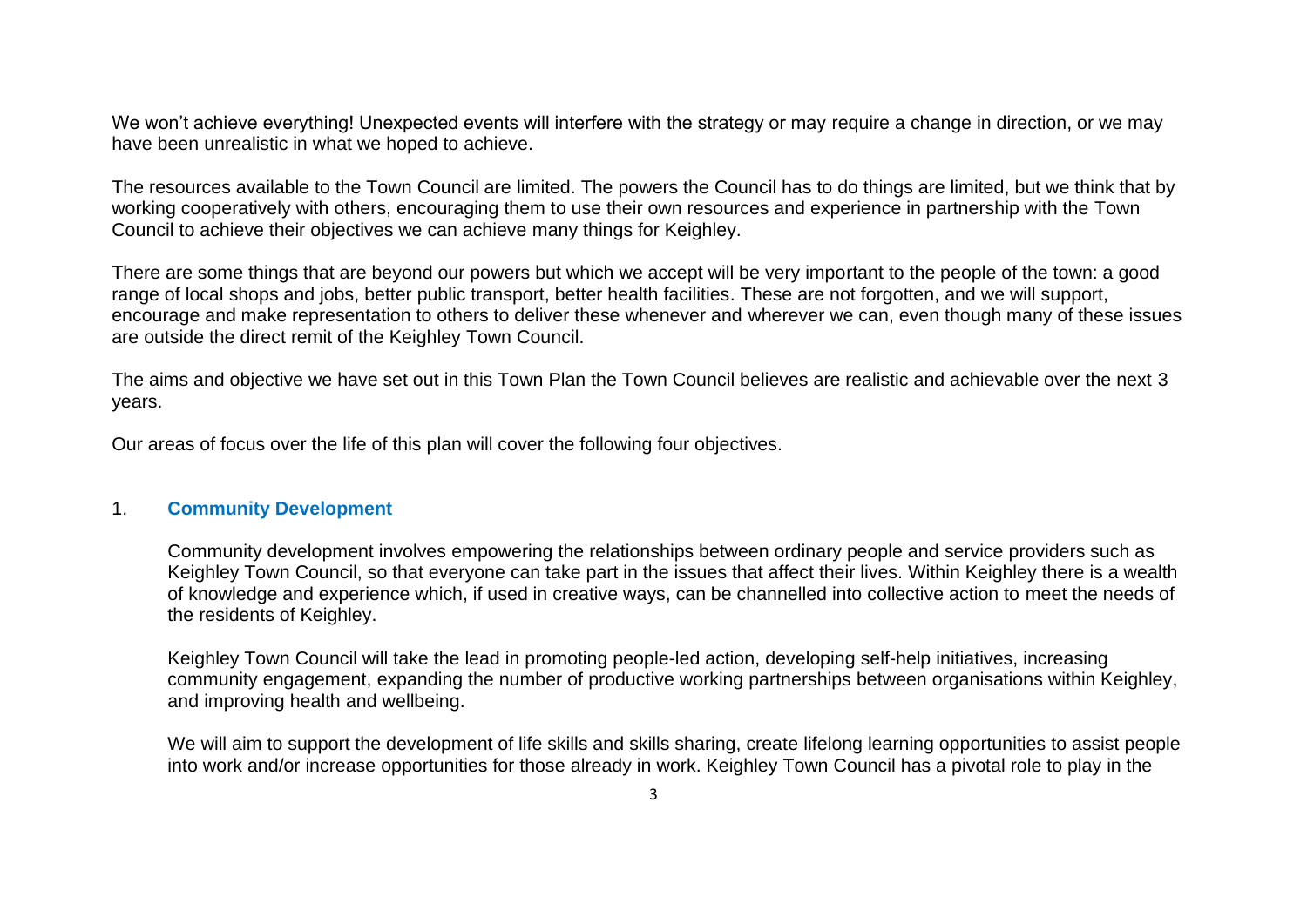We won't achieve everything! Unexpected events will interfere with the strategy or may require a change in direction, or we may have been unrealistic in what we hoped to achieve.

The resources available to the Town Council are limited. The powers the Council has to do things are limited, but we think that by working cooperatively with others, encouraging them to use their own resources and experience in partnership with the Town Council to achieve their objectives we can achieve many things for Keighley.

There are some things that are beyond our powers but which we accept will be very important to the people of the town: a good range of local shops and jobs, better public transport, better health facilities. These are not forgotten, and we will support, encourage and make representation to others to deliver these whenever and wherever we can, even though many of these issues are outside the direct remit of the Keighley Town Council.

The aims and objective we have set out in this Town Plan the Town Council believes are realistic and achievable over the next 3 years.

Our areas of focus over the life of this plan will cover the following four objectives.

## 1. Community Development

Community development involves empowering the relationships between ordinary people and service providers such as Keighley Town Council, so that everyone can take part in the issues that affect their lives. Within Keighley there is a wealth of knowledge and experience which, if used in creative ways, can be channelled into collective action to meet the needs of the residents of Keighley.

Keighley Town Council will take the lead in promoting people-led action, developing self-help initiatives, increasing community engagement, expanding the number of productive working partnerships between organisations within Keighley, and improving health and wellbeing.

We will aim to support the development of life skills and skills sharing, create lifelong learning opportunities to assist people into work and/or increase opportunities for those already in work. Keighley Town Council has a pivotal role to play in the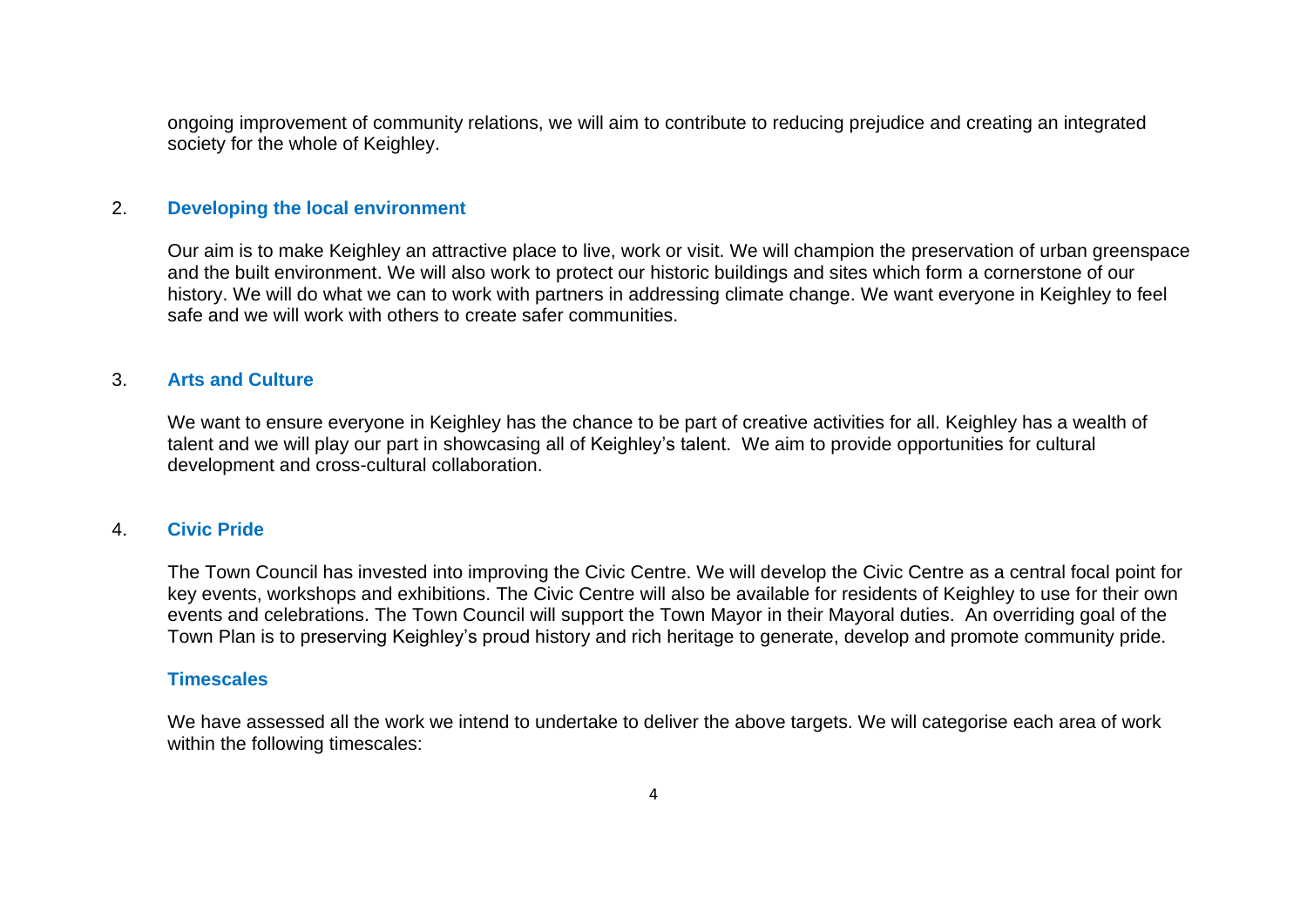ongoing improvement of community relations, we will aim to contribute to reducing prejudice and creating an integrated society for the whole of Keighley.

## 2. Developing the local environment

Our aim is to make Keighley an attractive place to live, work or visit. We will champion the preservation of urban greenspace and the built environment. We will also work to protect our historic buildings and sites which form a cornerstone of our history. We will do what we can to work with partners in addressing climate change. We want everyone in Keighley to feel safe and we will work with others to create safer communities.

## 3. Arts and Culture

We want to ensure everyone in Keighley has the chance to be part of creative activities for all. Keighley has a wealth of talent and we will play our part in showcasing all of Keighley's talent. We aim to provide opportunities for cultural development and cross-cultural collaboration.

## 4. Civic Pride

The Town Council has invested into improving the Civic Centre. We will develop the Civic Centre as a central focal point for key events, workshops and exhibitions. The Civic Centre will also be available for residents of Keighley to use for their own events and celebrations. The Town Council will support the Town Mayor in their Mayoral duties. An overriding goal of the Town Plan is to preserving Keighley's proud history and rich heritage to generate, develop and promote community pride.

## Timescales

We have assessed all the work we intend to undertake to deliver the above targets. We will categorise each area of work within the following timescales: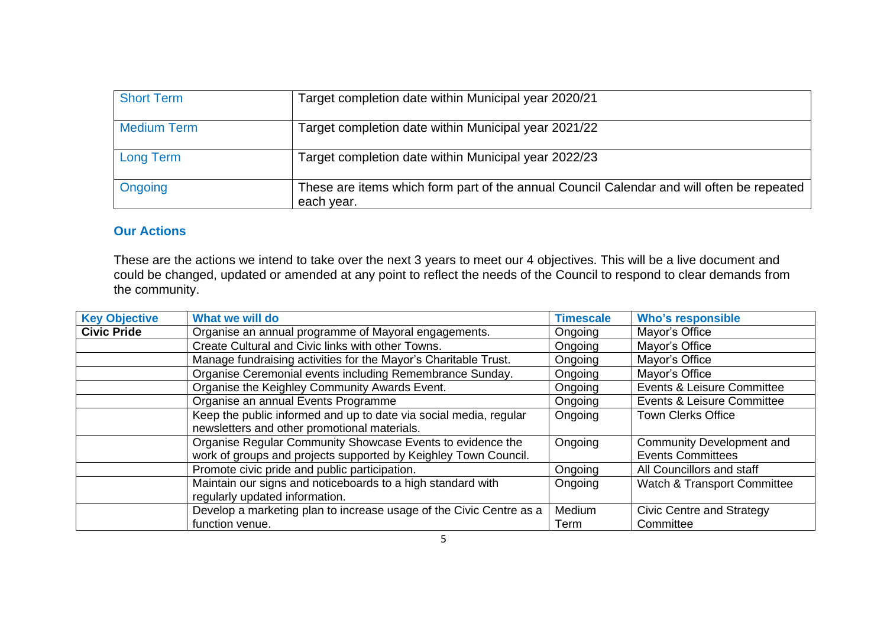| Short Term | Target completion date within Municipal year 2020/21 |
|---|---|
| Medium Term | Target completion date within Municipal year 2021/22 |
| Long Term | Target completion date within Municipal year 2022/23 |
| Ongoing | These are items which form part of the annual Council Calendar and will often be repeated each year. |

## Our Actions

These are the actions we intend to take over the next 3 years to meet our 4 objectives. This will be a live document and could be changed, updated or amended at any point to reflect the needs of the Council to respond to clear demands from the community.

| Key Objective | What we will do | Timescale | Who's responsible |
|---|---|---|---|
| **Civic Pride** | Organise an annual programme of Mayoral engagements. | Ongoing | Mayor's Office |
| | Create Cultural and Civic links with other Towns. | Ongoing | Mayor's Office |
| | Manage fundraising activities for the Mayor's Charitable Trust. | Ongoing | Mayor's Office |
| | Organise Ceremonial events including Remembrance Sunday. | Ongoing | Mayor's Office |
| | Organise the Keighley Community Awards Event. | Ongoing | Events & Leisure Committee |
| | Organise an annual Events Programme | Ongoing | Events & Leisure Committee |
| | Keep the public informed and up to date via social media, regular newsletters and other promotional materials. | Ongoing | Town Clerks Office |
| | Organise Regular Community Showcase Events to evidence the work of groups and projects supported by Keighley Town Council. | Ongoing | Community Development and Events Committees |
| | Promote civic pride and public participation. | Ongoing | All Councillors and staff |
| | Maintain our signs and noticeboards to a high standard with regularly updated information. | Ongoing | Watch & Transport Committee |
| | Develop a marketing plan to increase usage of the Civic Centre as a function venue. | Medium Term | Civic Centre and Strategy Committee |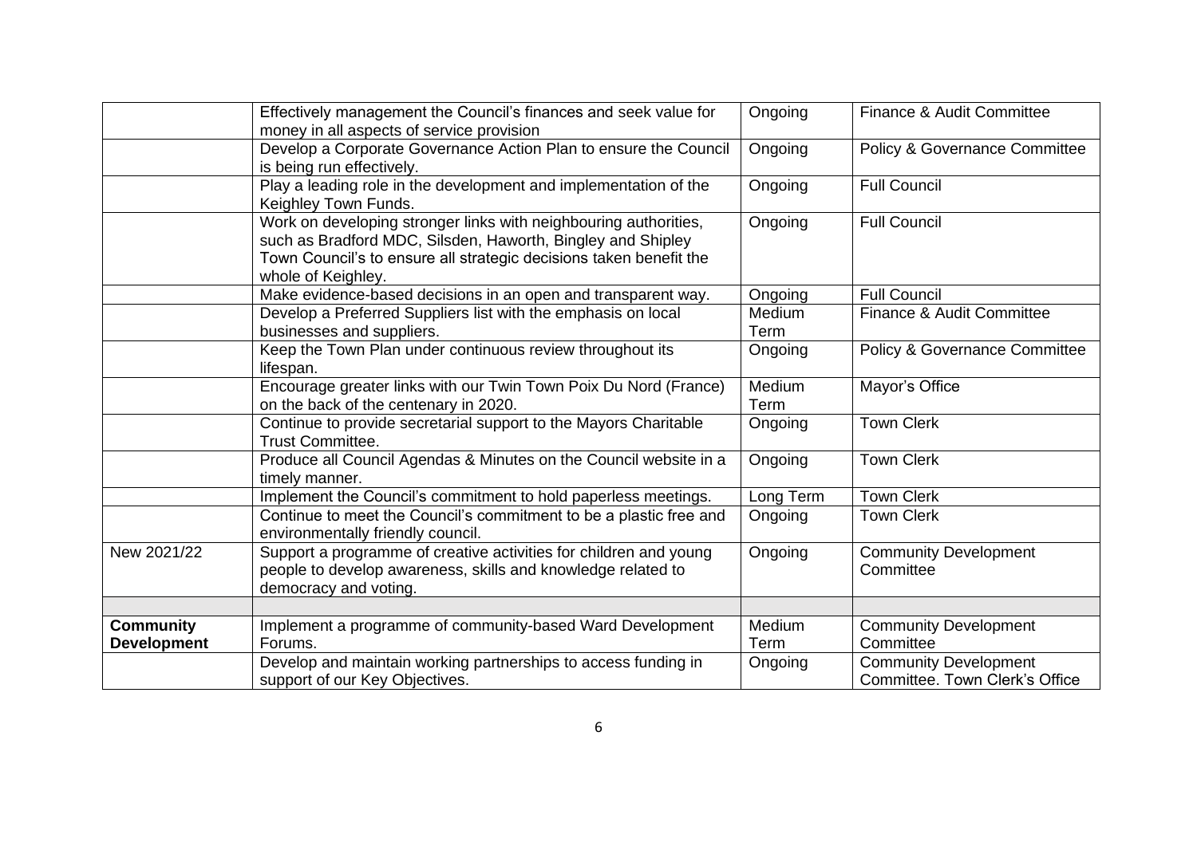| | | | |
|---|---|---|---|
| | Effectively management the Council's finances and seek value for money in all aspects of service provision | Ongoing | Finance & Audit Committee |
| | Develop a Corporate Governance Action Plan to ensure the Council is being run effectively. | Ongoing | Policy & Governance Committee |
| | Play a leading role in the development and implementation of the Keighley Town Funds. | Ongoing | Full Council |
| | Work on developing stronger links with neighbouring authorities, such as Bradford MDC, Silsden, Haworth, Bingley and Shipley Town Council's to ensure all strategic decisions taken benefit the whole of Keighley. | Ongoing | Full Council |
| | Make evidence-based decisions in an open and transparent way. | Ongoing | Full Council |
| | Develop a Preferred Suppliers list with the emphasis on local businesses and suppliers. | Medium Term | Finance & Audit Committee |
| | Keep the Town Plan under continuous review throughout its lifespan. | Ongoing | Policy & Governance Committee |
| | Encourage greater links with our Twin Town Poix Du Nord (France) on the back of the centenary in 2020. | Medium Term | Mayor's Office |
| | Continue to provide secretarial support to the Mayors Charitable Trust Committee. | Ongoing | Town Clerk |
| | Produce all Council Agendas & Minutes on the Council website in a timely manner. | Ongoing | Town Clerk |
| | Implement the Council's commitment to hold paperless meetings. | Long Term | Town Clerk |
| | Continue to meet the Council's commitment to be a plastic free and environmentally friendly council. | Ongoing | Town Clerk |
| New 2021/22 | Support a programme of creative activities for children and young people to develop awareness, skills and knowledge related to democracy and voting. | Ongoing | Community Development Committee |
| | | | |
| **Community Development** | Implement a programme of community-based Ward Development Forums. | Medium Term | Community Development Committee |
| | Develop and maintain working partnerships to access funding in support of our Key Objectives. | Ongoing | Community Development Committee. Town Clerk's Office |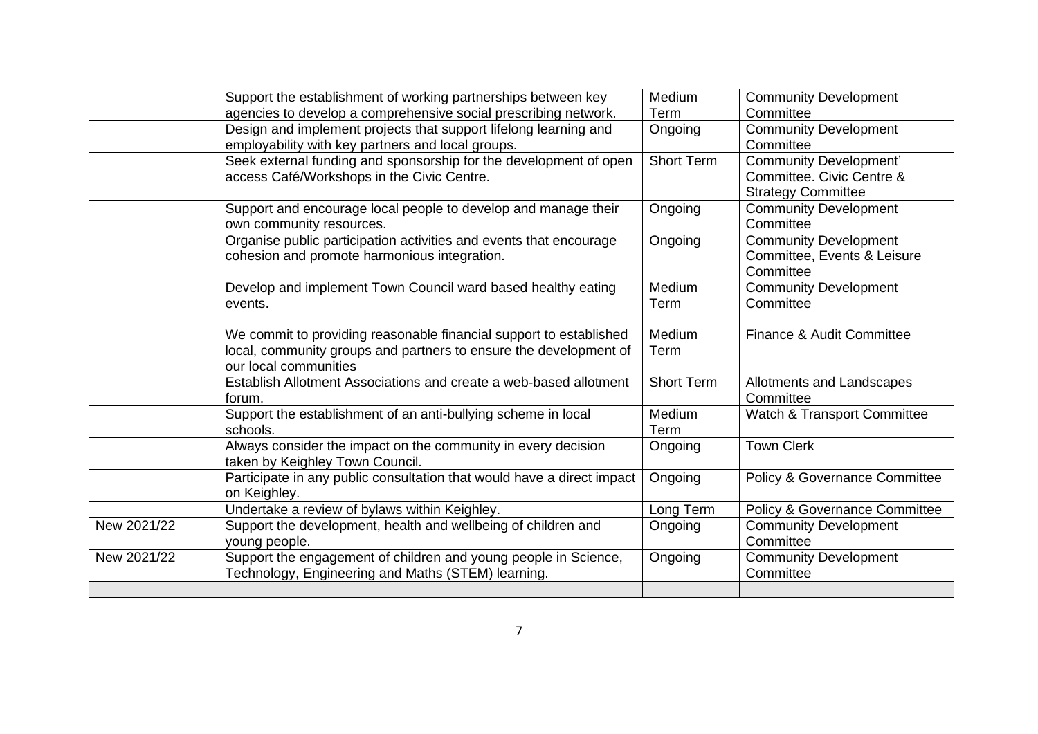| | | | |
|---|---|---|---|
| | Support the establishment of working partnerships between key agencies to develop a comprehensive social prescribing network. | Medium Term | Community Development Committee |
| | Design and implement projects that support lifelong learning and employability with key partners and local groups. | Ongoing | Community Development Committee |
| | Seek external funding and sponsorship for the development of open access Café/Workshops in the Civic Centre. | Short Term | Community Development' Committee. Civic Centre & Strategy Committee |
| | Support and encourage local people to develop and manage their own community resources. | Ongoing | Community Development Committee |
| | Organise public participation activities and events that encourage cohesion and promote harmonious integration. | Ongoing | Community Development Committee, Events & Leisure Committee |
| | Develop and implement Town Council ward based healthy eating events. | Medium Term | Community Development Committee |
| | We commit to providing reasonable financial support to established local, community groups and partners to ensure the development of our local communities | Medium Term | Finance & Audit Committee |
| | Establish Allotment Associations and create a web-based allotment forum. | Short Term | Allotments and Landscapes Committee |
| | Support the establishment of an anti-bullying scheme in local schools. | Medium Term | Watch & Transport Committee |
| | Always consider the impact on the community in every decision taken by Keighley Town Council. | Ongoing | Town Clerk |
| | Participate in any public consultation that would have a direct impact on Keighley. | Ongoing | Policy & Governance Committee |
| | Undertake a review of bylaws within Keighley. | Long Term | Policy & Governance Committee |
| New 2021/22 | Support the development, health and wellbeing of children and young people. | Ongoing | Community Development Committee |
| New 2021/22 | Support the engagement of children and young people in Science, Technology, Engineering and Maths (STEM) learning. | Ongoing | Community Development Committee |
| | | | |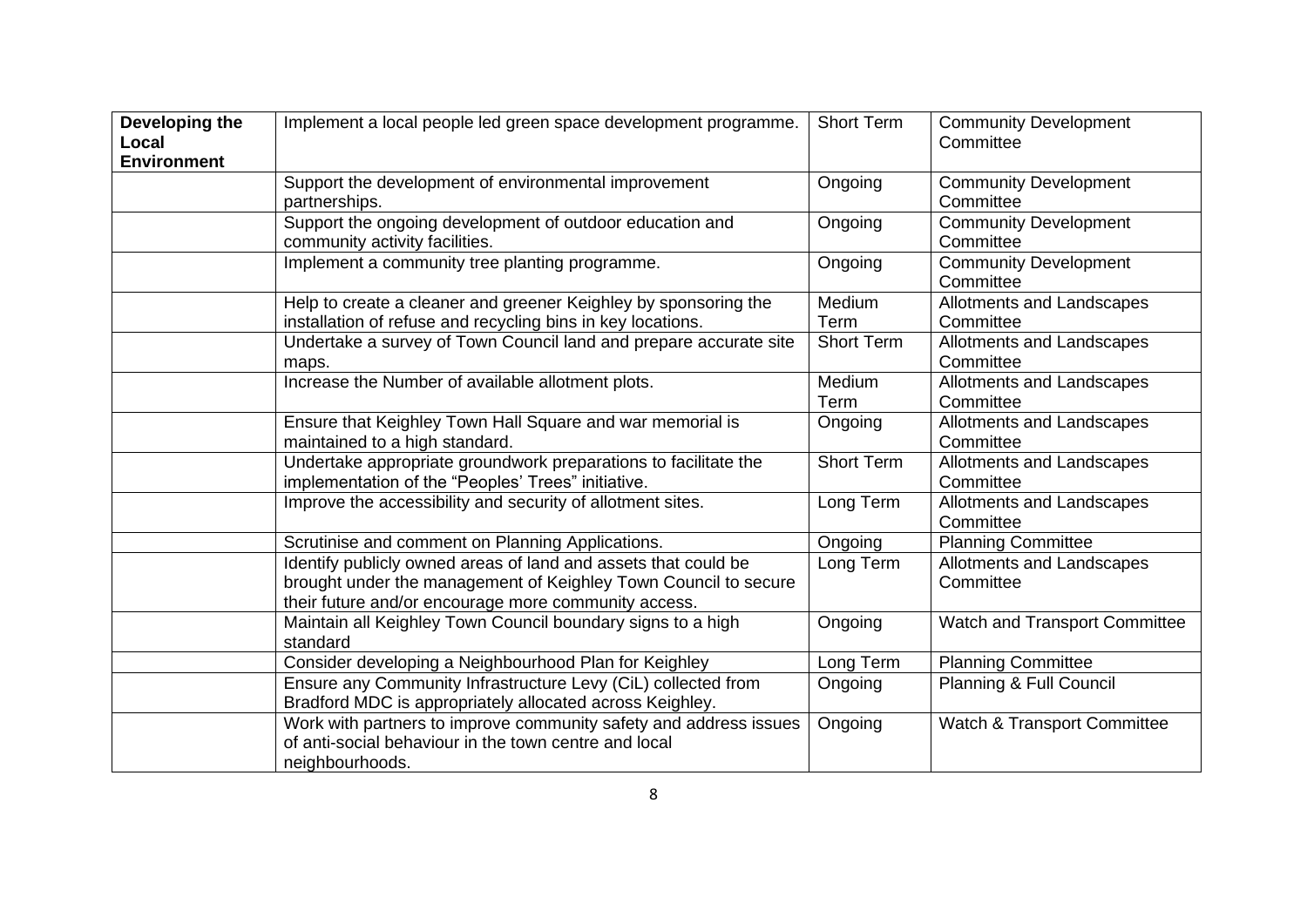| **Developing the Local Environment** | Implement a local people led green space development programme. | Short Term | Community Development Committee |
|---|---|---|---|
| | Support the development of environmental improvement partnerships. | Ongoing | Community Development Committee |
| | Support the ongoing development of outdoor education and community activity facilities. | Ongoing | Community Development Committee |
| | Implement a community tree planting programme. | Ongoing | Community Development Committee |
| | Help to create a cleaner and greener Keighley by sponsoring the installation of refuse and recycling bins in key locations. | Medium Term | Allotments and Landscapes Committee |
| | Undertake a survey of Town Council land and prepare accurate site maps. | Short Term | Allotments and Landscapes Committee |
| | Increase the Number of available allotment plots. | Medium Term | Allotments and Landscapes Committee |
| | Ensure that Keighley Town Hall Square and war memorial is maintained to a high standard. | Ongoing | Allotments and Landscapes Committee |
| | Undertake appropriate groundwork preparations to facilitate the implementation of the "Peoples' Trees" initiative. | Short Term | Allotments and Landscapes Committee |
| | Improve the accessibility and security of allotment sites. | Long Term | Allotments and Landscapes Committee |
| | Scrutinise and comment on Planning Applications. | Ongoing | Planning Committee |
| | Identify publicly owned areas of land and assets that could be brought under the management of Keighley Town Council to secure their future and/or encourage more community access. | Long Term | Allotments and Landscapes Committee |
| | Maintain all Keighley Town Council boundary signs to a high standard | Ongoing | Watch and Transport Committee |
| | Consider developing a Neighbourhood Plan for Keighley | Long Term | Planning Committee |
| | Ensure any Community Infrastructure Levy (CiL) collected from Bradford MDC is appropriately allocated across Keighley. | Ongoing | Planning & Full Council |
| | Work with partners to improve community safety and address issues of anti-social behaviour in the town centre and local neighbourhoods. | Ongoing | Watch & Transport Committee |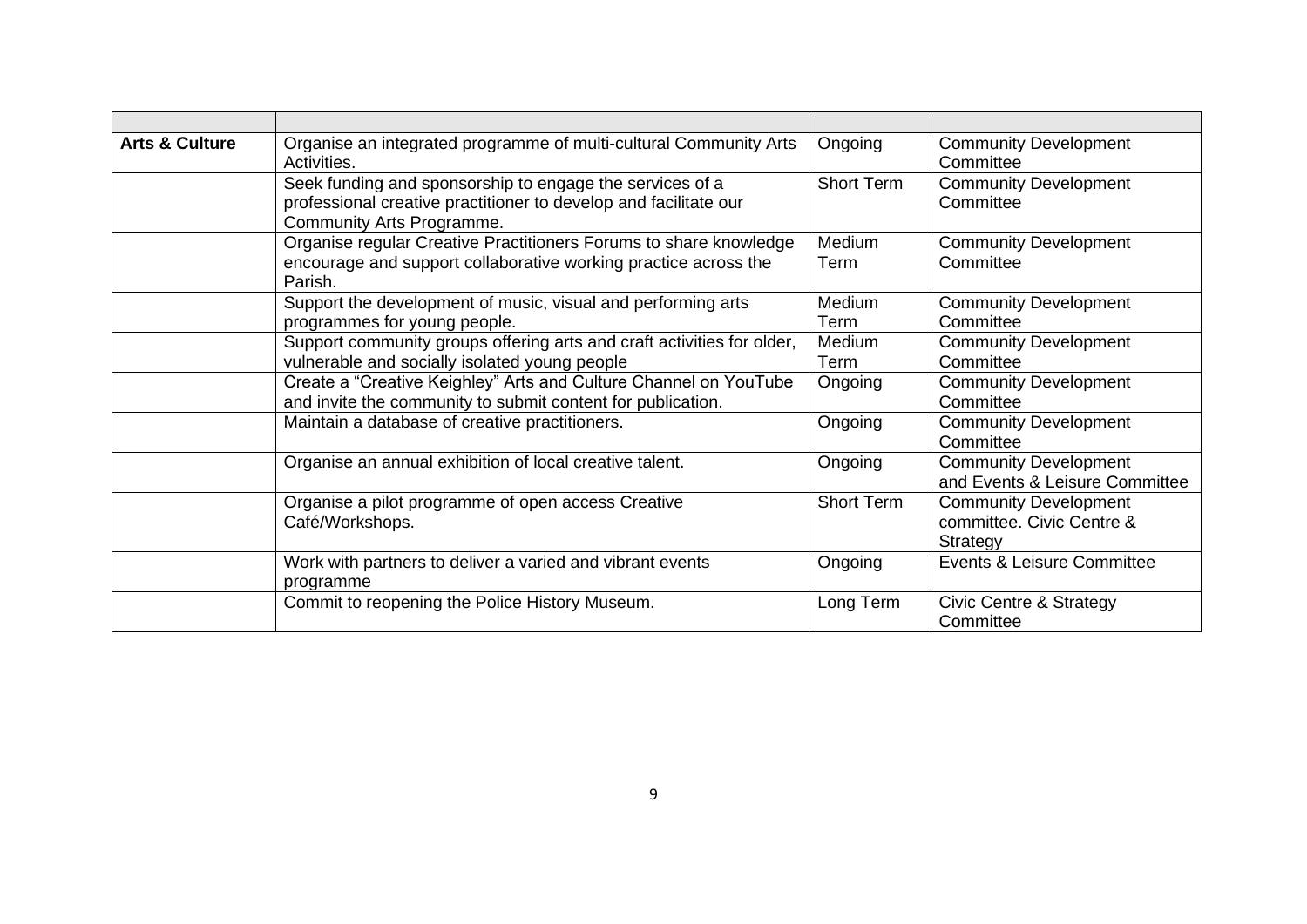| | | | |
|---|---|---|---|
| **Arts & Culture** | Organise an integrated programme of multi-cultural Community Arts Activities. | Ongoing | Community Development Committee |
| | Seek funding and sponsorship to engage the services of a professional creative practitioner to develop and facilitate our Community Arts Programme. | Short Term | Community Development Committee |
| | Organise regular Creative Practitioners Forums to share knowledge encourage and support collaborative working practice across the Parish. | Medium Term | Community Development Committee |
| | Support the development of music, visual and performing arts programmes for young people. | Medium Term | Community Development Committee |
| | Support community groups offering arts and craft activities for older, vulnerable and socially isolated young people | Medium Term | Community Development Committee |
| | Create a "Creative Keighley" Arts and Culture Channel on YouTube and invite the community to submit content for publication. | Ongoing | Community Development Committee |
| | Maintain a database of creative practitioners. | Ongoing | Community Development Committee |
| | Organise an annual exhibition of local creative talent. | Ongoing | Community Development and Events & Leisure Committee |
| | Organise a pilot programme of open access Creative Café/Workshops. | Short Term | Community Development committee. Civic Centre & Strategy |
| | Work with partners to deliver a varied and vibrant events programme | Ongoing | Events & Leisure Committee |
| | Commit to reopening the Police History Museum. | Long Term | Civic Centre & Strategy Committee |